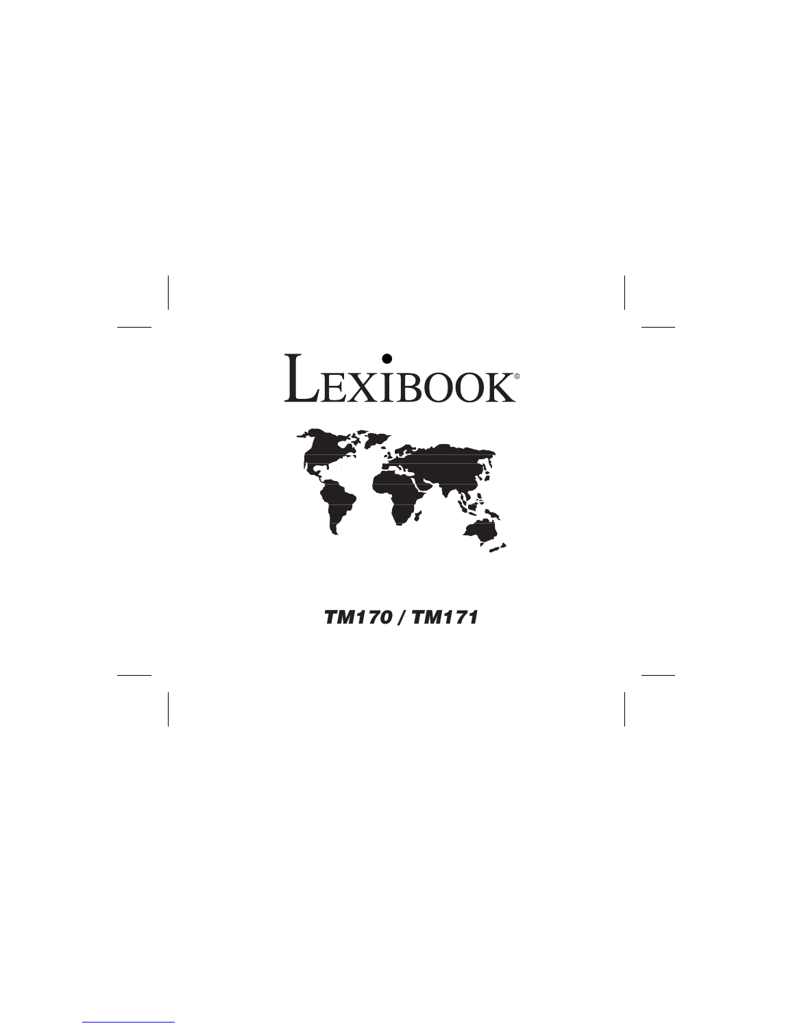# LEXIBOOK®

***TM170 / TM171***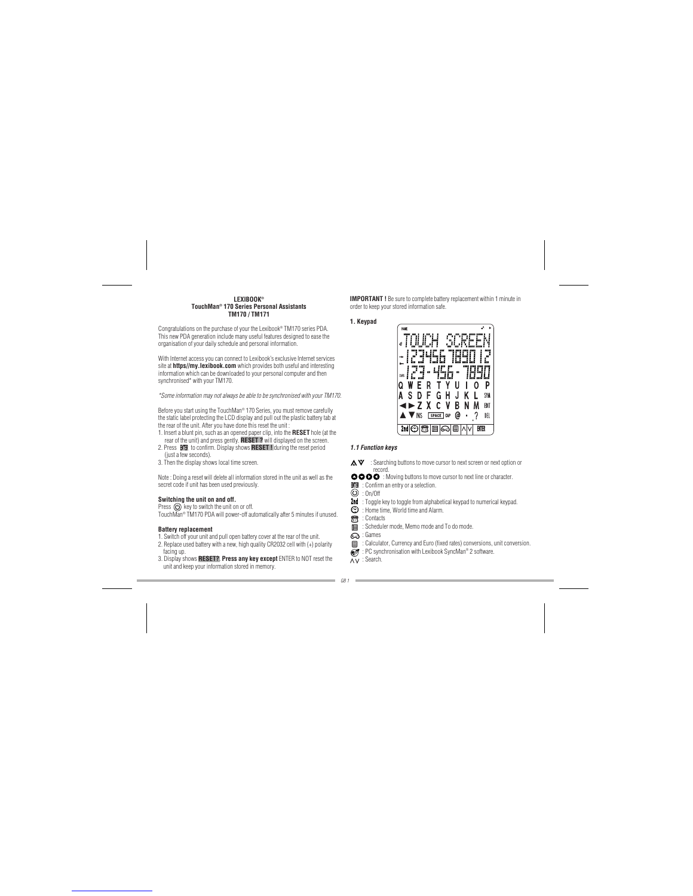**LEXIBOOK®**
**TouchMan® 170 Series Personal Assistants**
**TM170 / TM171**

Congratulations on the purchase of your the Lexibook® TM170 series PDA. This new PDA generation include many useful features designed to ease the organisation of your daily schedule and personal information.

With Internet access you can connect to Lexibook's exclusive Internet services site at **https//my.lexibook.com** which provides both useful and interesting information which can be downloaded to your personal computer and then synchronised* with your TM170.

*\*Some information may not always be able to be synchronised with your TM170.*

Before you start using the TouchMan® 170 Series, you must remove carefully the static label protecting the LCD display and pull out the plastic battery tab at the rear of the unit. After you have done this reset the unit :

1. Insert a blunt pin, such as an opened paper clip, into the **RESET** hole (at the rear of the unit) and press gently. **RESET ?** will displayed on the screen.
2. Press ENTER to confirm. Display shows **RESET !** during the reset period (just a few seconds).
3. Then the display shows local time screen.

Note : Doing a reset will delete all information stored in the unit as well as the secret code if unit has been used previously.

#### Switching the unit on and off.

Press key to switch the unit on or off.
TouchMan® TM170 PDA will power-off automatically after 5 minutes if unused.

#### Battery replacement

1. Switch off your unit and pull open battery cover at the rear of the unit.
2. Replace used battery with a new, high quality CR2032 cell with (+) polarity facing up.
3. Display shows **RESET?**. **Press any key except** ENTER to NOT reset the unit and keep your information stored in memory.

**IMPORTANT !** Be sure to complete battery replacement within 1 minute in order to keep your stored information safe.

### 1. Keypad

#### *1.1 Function keys*

- ▲▼ : Searching buttons to move cursor to next screen or next option or record.
- Moving buttons to move cursor to next line or character.
- ENTER : Confirm an entry or a selection.
- On/Off
- 2nd : Toggle key to toggle from alphabetical keypad to numerical keypad.
- Home time, World time and Alarm.
- Contacts
- Scheduler mode, Memo mode and To do mode.
- Games
- Calculator, Currency and Euro (fixed rates) conversions, unit conversion.
- PC synchronisation with Lexibook SyncMan® 2 software.
- ∧∨ : Search.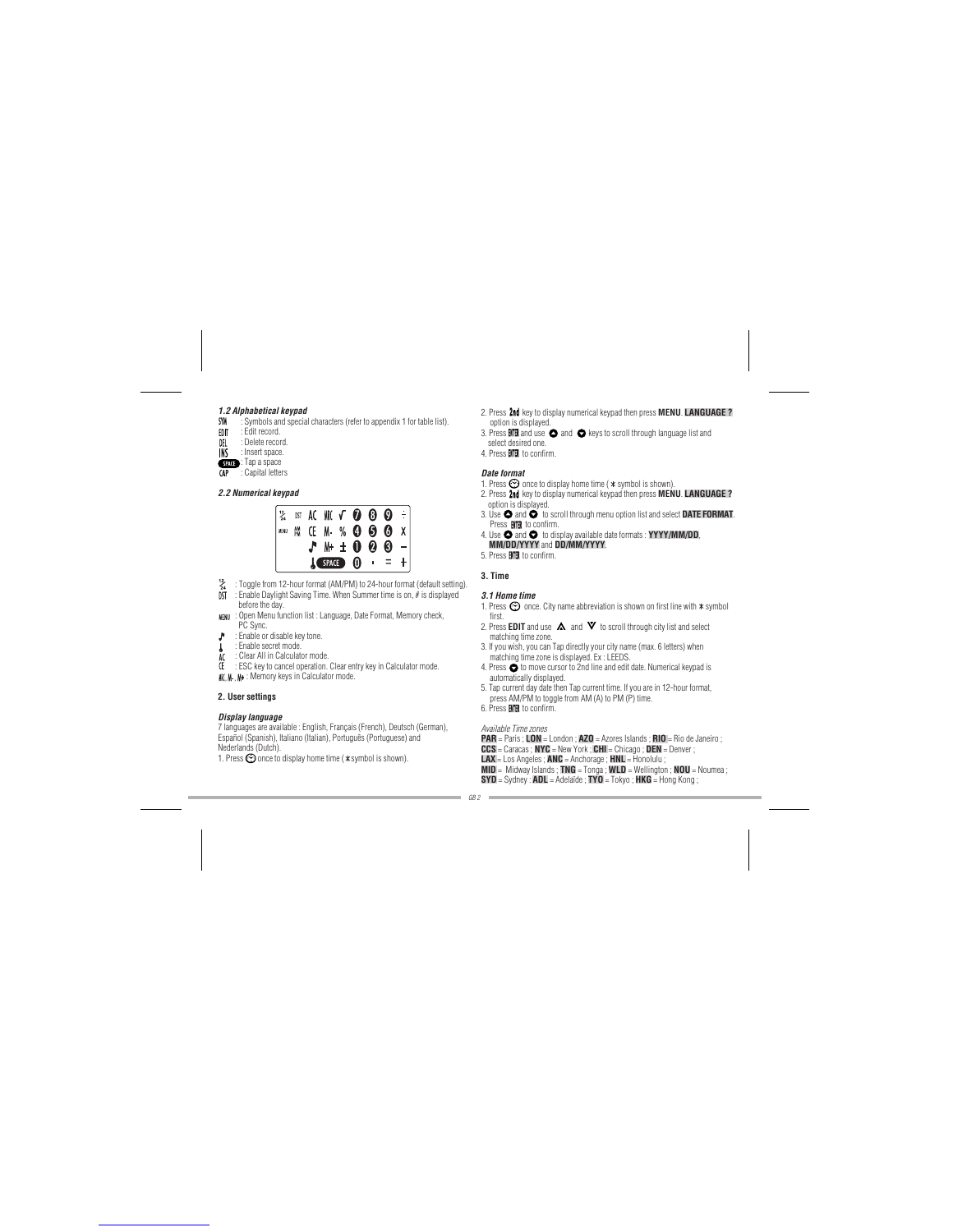### 1.2 Alphabetical keypad

SYM : Symbols and special characters (refer to appendix 1 for table list).
EDIT : Edit record.
DEL : Delete record.
INS : Insert space.
SPACE : Tap a space
CAP : Capital letters

### 2.2 Numerical keypad

| 12/24 | DST | AC | MRC | √ | 7 | 8 | 9 | ÷ |
|---|---|---|---|---|---|---|---|---|
| MENU | AM/PM | CE | M- | % | 4 | 5 | 6 | x |
| | | ♪ | M+ | ± | 1 | 2 | 3 | – |
| | | | SPACE | | 0 | · | = | + |

12/24 : Toggle from 12-hour format (AM/PM) to 24-hour format (default setting).
DST : Enable Daylight Saving Time. When Summer time is on, # is displayed before the day.
MENU : Open Menu function list : Language, Date Format, Memory check, PC Sync.
♪ : Enable or disable key tone.
: Enable secret mode.
AC : Clear All in Calculator mode.
CE : ESC key to cancel operation. Clear entry key in Calculator mode.
MRC, M-, M+ : Memory keys in Calculator mode.

## 2. User settings

### Display language

7 languages are available : English, Français (French), Deutsch (German), Español (Spanish), Italiano (Italian), Português (Portuguese) and Nederlands (Dutch).

1. Press once to display home time ( * symbol is shown).
2. Press 2nd key to display numerical keypad then press **MENU**. **LANGUAGE ?** option is displayed.
3. Press ENTER and use and keys to scroll through language list and select desired one.
4. Press ENTER to confirm.

### Date format

1. Press once to display home time ( * symbol is shown).
2. Press 2nd key to display numerical keypad then press **MENU**. **LANGUAGE ?** option is displayed.
3. Use and to scroll through menu option list and select **DATE FORMAT**. Press ENTER to confirm.
4. Use and to display available date formats : **YYYY/MM/DD**, **MM/DD/YYYY** and **DD/MM/YYYY**.
5. Press ENTER to confirm.

## 3. Time

### 3.1 Home time

1. Press once. City name abbreviation is shown on first line with * symbol first.
2. Press **EDIT** and use and to scroll through city list and select matching time zone.
3. If you wish, you can Tap directly your city name (max. 6 letters) when matching time zone is displayed. Ex : LEEDS.
4. Press to move cursor to 2nd line and edit date. Numerical keypad is automatically displayed.
5. Tap current day date then Tap current time. If you are in 12-hour format, press AM/PM to toggle from AM (A) to PM (P) time.
6. Press ENTER to confirm.

*Available Time zones*

**PAR** = Paris ; **LON** = London ; **AZO** = Azores Islands ; **RIO** = Rio de Janeiro ; **CCS** = Caracas ; **NYC** = New York ; **CHI** = Chicago ; **DEN** = Denver ; **LAX** = Los Angeles ; **ANC** = Anchorage ; **HNL** = Honolulu ; **MID** = Midway Islands ; **TNG** = Tonga ; **WLD** = Wellington ; **NOU** = Noumea ; **SYD** = Sydney ; **ADL** = Adelaïde ; **TYO** = Tokyo ; **HKG** = Hong Kong ;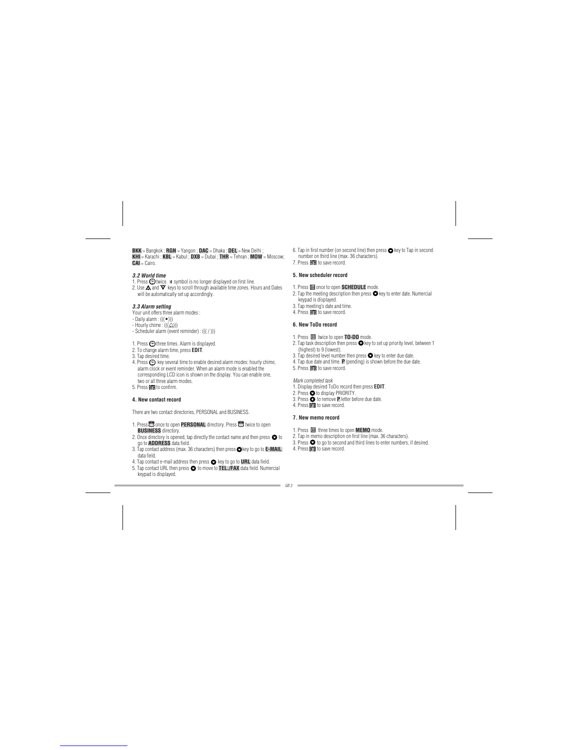**BKK** = Bangkok ; **RGN** = Yangon ; **DAC** = Dhaka ; **DEL** = New Delhi ;
**KHI** = Karachi ; **KBL** = Kabul ; **DXB** = Dubai ; **THR** = Tehran ; **MOW** = Moscow;
**CAI** = Cairo.

### *3.2 World time*

1. Press ⊙ twice. ⁎ symbol is no longer displayed on first line.
2. Use ▲ and ▼ keys to scroll through available time zones. Hours and Dates will be automatically set up accordingly.

### *3.3 Alarm setting*

Your unit offers three alarm modes :
- Daily alarm : (((•)))
- Hourly chime : (((🔔)))
- Scheduler alarm (event reminder) : ((( / )))

1. Press ⊙ three times. Alarm is displayed.
2. To change alarm time, press **EDIT**.
3. Tap desired time.
4. Press ⊙ key several time to enable desired alarm modes: hourly chime, alarm clock or event reminder. When an alarm mode is enabled the corresponding LCD icon is shown on the display. You can enable one, two or all three alarm modes.
5. Press ENTER to confirm.

### 4. New contact record

There are two contact directories, PERSONAL and BUSINESS.

1. Press ☎ once to open **PERSONAL** directory. Press ☎ twice to open **BUSINESS** directory.
2. Once directory is opened, tap directly the contact name and then press ▼ to go to **ADDRESS** data field.
3. Tap contact address (max. 36 characters) then press ▼ key to go to **E-MAIL** data field.
4. Tap contact e-mail address then press ▼ key to go to **URL** data field.
5. Tap contact URL then press ▼ to move to **TEL./FAX** data field. Numercial keypad is displayed.
6. Tap in first number (on second line) then press ▼ key to Tap in second number on third line (max. 36 characters).
7. Press ENTER to save record.

### 5. New scheduler record

1. Press ▤ once to open **SCHEDULE** mode.
2. Tap the meeting description then press ▼ key to enter date. Numercial keypad is displayed.
3. Tap meeting's date and time.
4. Press ENTER to save record.

### 6. New ToDo record

1. Press ▤ twice to open **TO-DO** mode.
2. Tap task description then press ▼ key to set up priority level, between 1 (highest) to 9 (lowest).
3. Tap desired level number then press ▼ key to enter due date.
4. Tap due date and time. **P** (pending) is shown before the due date.
5. Press ENTER to save record.

*Mark completed task*
1. Display desired ToDo record then press **EDIT**.
2. Press ▼ to display PRIORITY.
3. Press ◀ to remove **P** letter before due date.
4. Press ENTER to save record.

### 7. New memo record

1. Press ▤ three times to open **MEMO** mode.
2. Tap in memo description on first line (max. 36 characters).
3. Press ▼ to go to second and third lines to enter numbers, if desired.
4. Press ENTER to save record.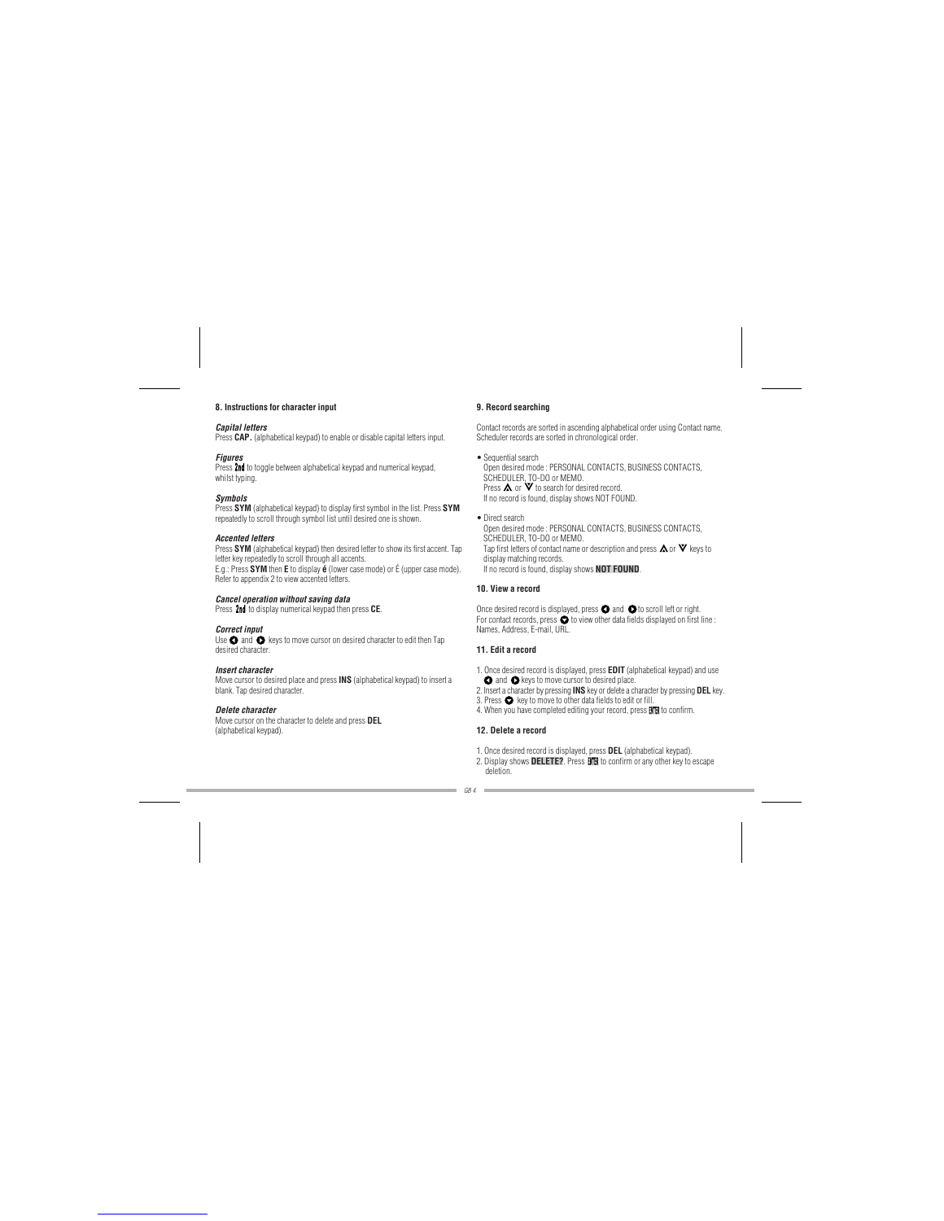## 8. Instructions for character input

***Capital letters***
Press **CAP.** (alphabetical keypad) to enable or disable capital letters input.

***Figures***
Press **2nd** to toggle between alphabetical keypad and numerical keypad, whilst typing.

***Symbols***
Press **SYM** (alphabetical keypad) to display first symbol in the list. Press **SYM** repeatedly to scroll through symbol list until desired one is shown.

***Accented letters***
Press **SYM** (alphabetical keypad) then desired letter to show its first accent. Tap letter key repeatedly to scroll through all accents.
E.g.: Press **SYM** then **E** to display **é** (lower case mode) or É (upper case mode).
Refer to appendix 2 to view accented letters.

***Cancel operation without saving data***
Press **2nd** to display numerical keypad then press **CE**.

***Correct input***
Use ◀ and ▶ keys to move cursor on desired character to edit then Tap desired character.

***Insert character***
Move cursor to desired place and press **INS** (alphabetical keypad) to insert a blank. Tap desired character.

***Delete character***
Move cursor on the character to delete and press **DEL** (alphabetical keypad).

## 9. Record searching

Contact records are sorted in ascending alphabetical order using Contact name. Scheduler records are sorted in chronological order.

- Sequential search
  Open desired mode : PERSONAL CONTACTS, BUSINESS CONTACTS, SCHEDULER, TO-DO or MEMO.
  Press ▲ or ▼ to search for desired record.
  If no record is found, display shows NOT FOUND.

- Direct search
  Open desired mode : PERSONAL CONTACTS, BUSINESS CONTACTS, SCHEDULER, TO-DO or MEMO.
  Tap first letters of contact name or description and press ▲ or ▼ keys to display matching records.
  If no record is found, display shows **NOT FOUND**.

## 10. View a record

Once desired record is displayed, press ◀ and ▶ to scroll left or right.
For contact records, press ▼ to view other data fields displayed on first line : Names, Address, E-mail, URL.

## 11. Edit a record

1. Once desired record is displayed, press **EDIT** (alphabetical keypad) and use ◀ and ▶ keys to move cursor to desired place.
2. Insert a character by pressing **INS** key or delete a character by pressing **DEL** key.
3. Press ▼ key to move to other data fields to edit or fill.
4. When you have completed editing your record, press **ENTER** to confirm.

## 12. Delete a record

1. Once desired record is displayed, press **DEL** (alphabetical keypad).
2. Display shows **DELETE?**. Press **ENTER** to confirm or any other key to escape deletion.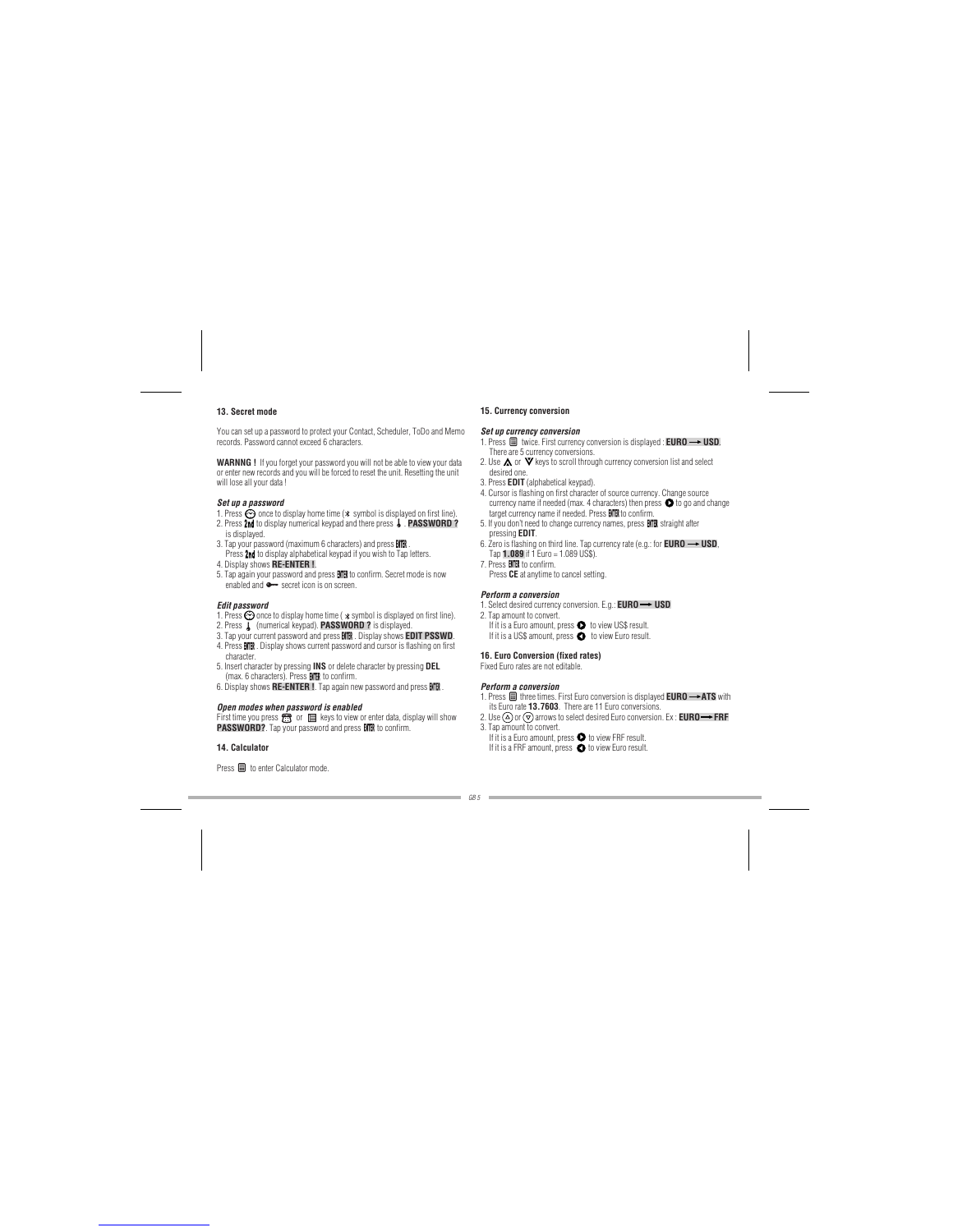## 13. Secret mode

You can set up a password to protect your Contact, Scheduler, ToDo and Memo records. Password cannot exceed 6 characters.

**WARNNG !** If you forget your password you will not be able to view your data or enter new records and you will be forced to reset the unit. Resetting the unit will lose all your data !

### *Set up a password*

1. Press once to display home time (* symbol is displayed on first line).
2. Press **2nd** to display numerical keypad and there press . **PASSWORD ?** is displayed.
3. Tap your password (maximum 6 characters) and press **ENTER**. Press **2nd** to display alphabetical keypad if you wish to Tap letters.
4. Display shows **RE-ENTER !**.
5. Tap again your password and press **ENTER** to confirm. Secret mode is now enabled and secret icon is on screen.

### *Edit password*

1. Press once to display home time ( * symbol is displayed on first line).
2. Press (numerical keypad). **PASSWORD ?** is displayed.
3. Tap your current password and press **ENTER**. Display shows **EDIT PSSWD**.
4. Press **ENTER**. Display shows current password and cursor is flashing on first character.
5. Insert character by pressing **INS** or delete character by pressing **DEL** (max. 6 characters). Press **ENTER** to confirm.
6. Display shows **RE-ENTER !**. Tap again new password and press **ENTER**.

### *Open modes when password is enabled*

First time you press or keys to view or enter data, display will show **PASSWORD?**. Tap your password and press **ENTER** to confirm.

## 14. Calculator

Press to enter Calculator mode.

## 15. Currency conversion

### *Set up currency conversion*

1. Press twice. First currency conversion is displayed : **EURO → USD**. There are 5 currency conversions.
2. Use or keys to scroll through currency conversion list and select desired one.
3. Press **EDIT** (alphabetical keypad).
4. Cursor is flashing on first character of source currency. Change source currency name if needed (max. 4 characters) then press to go and change target currency name if needed. Press **ENTER** to confirm.
5. If you don't need to change currency names, press **ENTER** straight after pressing **EDIT**.
6. Zero is flashing on third line. Tap currency rate (e.g.: for **EURO → USD**, Tap **1.089** if 1 Euro = 1.089 US$).
7. Press **ENTER** to confirm. Press **CE** at anytime to cancel setting.

### *Perform a conversion*

1. Select desired currency conversion. E.g.: **EURO → USD**
2. Tap amount to convert. If it is a Euro amount, press to view US$ result. If it is a US$ amount, press to view Euro result.

## 16. Euro Conversion (fixed rates)

Fixed Euro rates are not editable.

### *Perform a conversion*

1. Press three times. First Euro conversion is displayed **EURO → ATS** with its Euro rate **13.7603**. There are 11 Euro conversions.
2. Use or arrows to select desired Euro conversion. Ex : **EURO → FRF**
3. Tap amount to convert. If it is a Euro amount, press to view FRF result. If it is a FRF amount, press to view Euro result.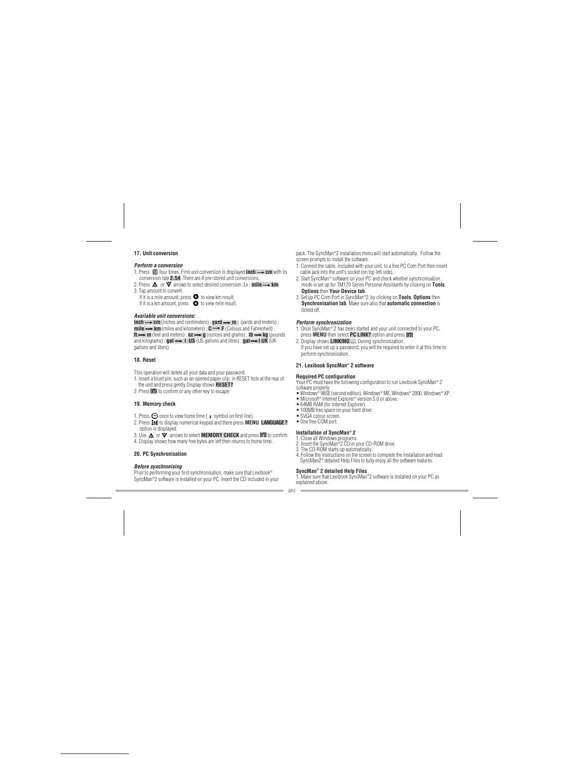### 17. Unit conversion

***Perform a conversion***

1. Press 📋 four times. First unit conversion is displayed **inch → cm** with its conversion rate **2.54**. There are 8 pre-stored unit conversions.
2. Press ▲ or ▼ arrows to select desired conversion. Ex : **mile → km**
3. Tap amount to convert.
   If it is a mile amount, press ▶ to view km result.
   If it is a km amount, press ◀ to view mile result.

***Available unit conversions:***

**inch → cm** (inches and centimeters) ; **yard → m** (yards and meters) ; **mile → km** (miles and kilometers) ; **C → F** (Celsius and Fahrenheit) ; **ft → m** (feet and meters) ; **oz → g** (ounces and grams) ; **lb → kg** (pounds and kilograms) ; **gal → l US** (US gallons and litres) ; **gal → l UK** (UK gallons and liters)

### 18. Reset

This operation will delete all your data and your password.

1. Insert a blunt pin, such as an opened paper clip, in RESET hole at the rear of the unit and press gently Display shows **RESET?**
2. Press ENTER to confirm or any other key to escape.

### 19. Memory check

1. Press ⏲ once to view home time ( * symbol on first line).
2. Press 2nd to display numerical keypad and there press **MENU**. **LANGUAGE ?** option is displayed.
3. Use ▲ or ▼ arrows to select **MEMORY CHECK** and press ENTER to confirm.
4. Display shows how many free bytes are left then returns to home time.

### 20. PC Synchronisation

***Before synchronising***

Prior to performing your first synchronisation, make sure that Lexibook® SyncMan®2 software is installed on your PC. Insert the CD included in your pack. The SyncMan®2 installation menu will start automatically. Follow the screen prompts to install the software.

1. Connect the cable, included with your unit, to a free PC Com Port then insert cable jack into the unit's socket (on top left side)..
2. Start SyncMan® software on your PC and check whether synchronisation mode is set up for TM170 Series Personal Assistants by clicking on **Tools**, **Options** then **Your Device tab**.
3. Set up PC Com Port in SyncMan®2 by clicking on **Tools**, **Options** then **Synchronisation tab**. Make sure also that **automatic connection** is ticked off.

***Perform synchronization***

1. Once SyncMan® 2 has been started and your unit connected to your PC, press **MENU** then select **PC LINK?** option and press ENTER.
2. Display shows **LINKING ...** During synchronization.
   If you have set up a password, you will be required to enter it at this time to perform synchronization.

### 21. Lexibook SyncMan® 2 software

**Required PC configuration**

Your PC must have the following configuration to run Lexibook SyncMan® 2 software properly:

- Windows® 98SE (second edition), Windows® ME, Windows® 2000, Windows® XP.
- Microsoft® Internet Explorer® version 5.0 or above.
- 64MB RAM (for Internet Explorer).
- 100MB free space on your hard drive.
- SVGA colour screen.
- One free COM port.

**Installation of SyncMan® 2**

1. Close all Windows programs.
2. Insert the SyncMan®2 CD in your CD-ROM drive.
3. The CD-ROM starts up automatically.
4. Follow the instructions on the screen to complete the installation and read SyncMan2® detailed Help Files to fully enjoy all the software features.

**SyncMan® 2 detailed Help Files**

1. Make sure that Lexibook SyncMan®2 software is installed on your PC as explained above.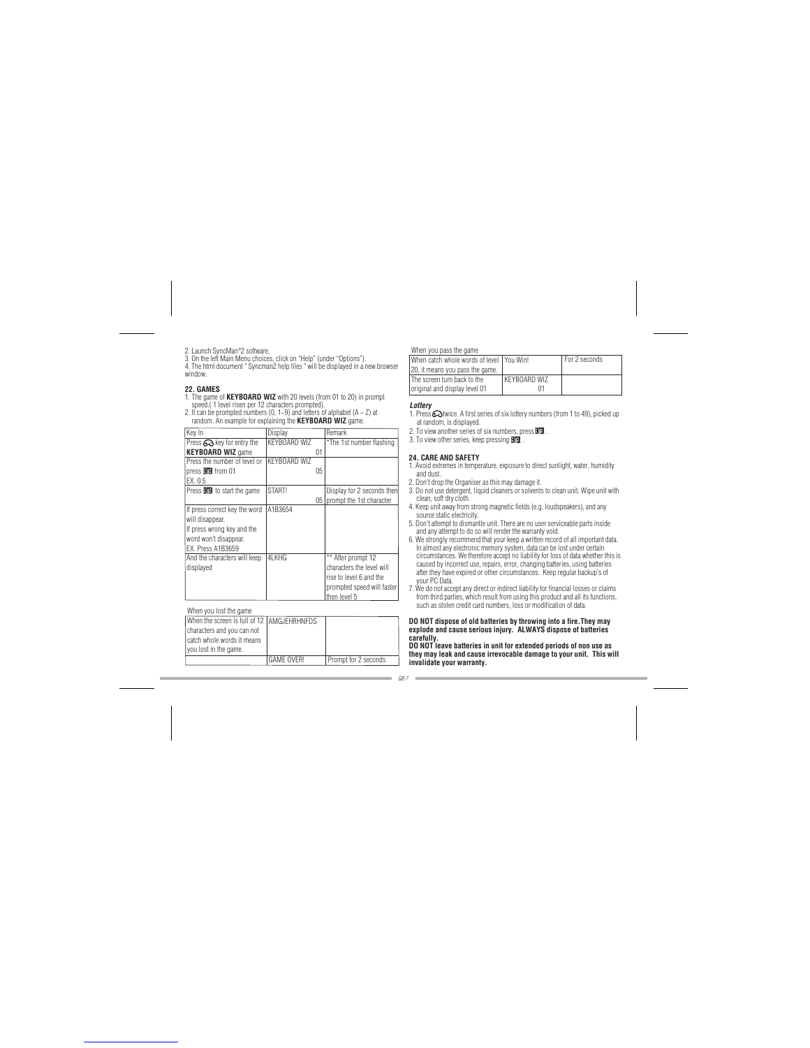2. Launch SyncMan®2 software.
3. On the left Main Menu choices, click on "Help" (under "Options").
4. The html document " Syncman2 help files " will be displayed in a new browser window.

## 22. GAMES

1. The game of **KEYBOARD WIZ** with 20 levels (from 01 to 20) in prompt speed.( 1 level risen per 12 characters prompted).
2. It can be prompted numbers (0, 1~9) and letters of alphabet (A – Z) at random. An example for explaining the **KEYBOARD WIZ** game.

| Key In | Display | Remark |
|---|---|---|
| Press key for entry the **KEYBOARD WIZ** game | KEYBOARD WIZ 01 | *The 1st number flashing |
| Press the number of level or press ENTER from 01 EX. 0 5 | KEYBOARD WIZ 05 | |
| Press ENTER to start the game | START! 05 | Display for 2 seconds then prompt the 1st character |
| If press correct key the word will disappear. If press wrong key and the word won't disappear. EX. Press A1B3659 | A1B3654 | |
| And the characters will keep displayed | 4LKHG | ** After prompt 12 characters the level will rise to level 6 and the prompted speed will faster then level 5 |

When you lost the game

| | | |
|---|---|---|
| When the screen is full of 12 characters and you can not catch whole words it means you lost in the game. | AMGJEHRHNFDS | |
| | GAME OVER! | Prompt for 2 seconds |

When you pass the game

| | | |
|---|---|---|
| When catch whole words of level 20, it means you pass the game. | You Win! | For 2 seconds |
| The screen turn back to the original and display level 01 | KEYBOARD WIZ 01 | |

***Lottery***

1. Press twice. A first series of six lottery numbers (from 1 to 49), picked up at random, is displayed.
2. To view another series of six numbers, press ENTER .
3. To view other series, keep pressing ENTER .

## 24. CARE AND SAFETY

1. Avoid extremes in temperature, exposure to direct sunlight, water, humidity and dust.
2. Don't drop the Organiser as this may damage it.
3. Do not use detergent, liquid cleaners or solvents to clean unit. Wipe unit with clean, soft dry cloth.
4. Keep unit away from strong magnetic fields (e.g. loudspeakers), and any source static electricity.
5. Don't attempt to dismantle unit. There are no user serviceable parts inside and any attempt to do so will render the warranty void.
6. We strongly recommend that your keep a written record of all important data. In almost any electronic memory system, data can be lost under certain circumstances. We therefore accept no liability for loss of data whether this is caused by incorrect use, repairs, error, changing batteries, using batteries after they have expired or other circumstances. Keep regular backup's of your PC Data.
7. We do not accept any direct or indirect liability for financial losses or claims from third parties, which result from using this product and all its functions, such as stolen credit card numbers, loss or modification of data.

**DO NOT dispose of old batteries by throwing into a fire.They may explode and cause serious injury. ALWAYS dispose of batteries carefully.**
**DO NOT leave batteries in unit for extended periods of non use as they may leak and cause irrevocable damage to your unit. This will invalidate your warranty.**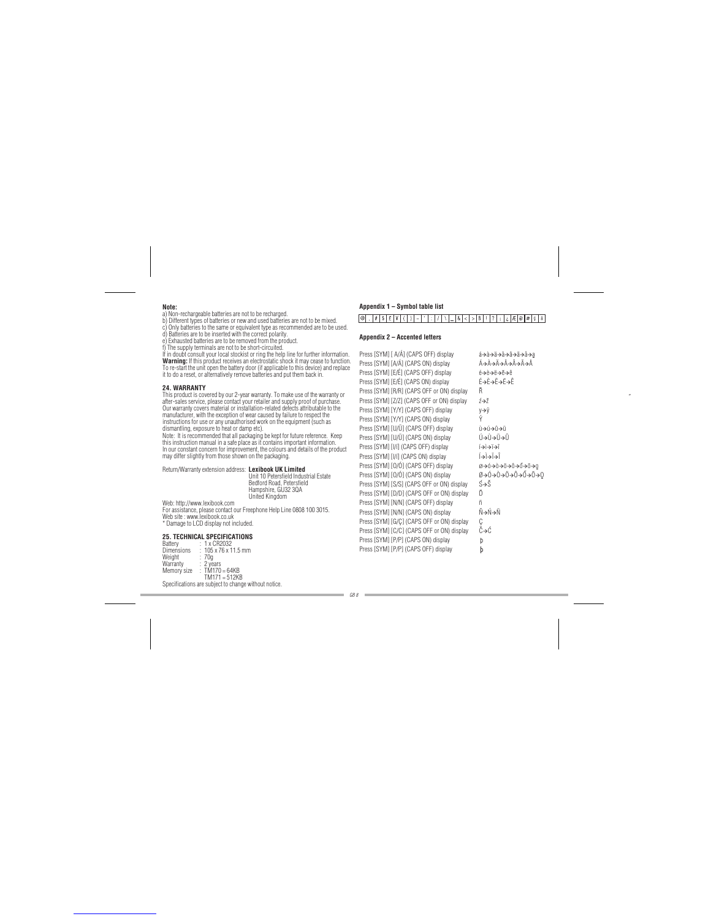**Note:**

a) Non-rechargeable batteries are not to be recharged.
b) Different types of batteries or new and used batteries are not to be mixed.
c) Only batteries to the same or equivalent type as recommended are to be used.
d) Batteries are to be inserted with the correct polarity.
e) Exhausted batteries are to be removed from the product.
f) The supply terminals are not to be short-circuited.

If in doubt consult your local stockist or ring the help line for further information.
**Warning:** If this product receives an electrostatic shock it may cease to function. To re-start the unit open the battery door (if applicable to this device) and replace it to do a reset, or alternatively remove batteries and put them back in.

## 24. WARRANTY

This product is covered by our 2-year warranty. To make use of the warranty or after-sales service, please contact your retailer and supply proof of purchase. Our warranty covers material or installation-related defects attributable to the manufacturer, with the exception of wear caused by failure to respect the instructions for use or any unauthorised work on the equipment (such as dismantling, exposure to heat or damp etc).
Note: It is recommended that all packaging be kept for future reference. Keep this instruction manual in a safe place as it contains important information.
In our constant concern for improvement, the colours and details of the product may differ slightly from those shown on the packaging.

Return/Warranty extension address: **Lexibook UK Limited**
Unit 10 Petersfield Industrial Estate
Bedford Road, Petersfield
Hampshire, GU32 3QA
United Kingdom

Web: http://www.lexibook.com
For assistance, please contact our Freephone Help Line 0808 100 3015.
Web site : www.lexibook.co.uk
* Damage to LCD display not included.

## 25. TECHNICAL SPECIFICATIONS

| | |
|---|---|
| Battery | : 1 x CR2032 |
| Dimensions | : 105 x 76 x 11.5 mm |
| Weight | : 70g |
| Warranty | : 2 years |
| Memory size | : TM170 = 64KB |
| | TM171 = 512KB |

Specifications are subject to change without notice.

**Appendix 1 – Symbol table list**

| @ | . | # | $ | £ | ¥ | ( | ) | - | ' | : | / | \ | _ | & | < | > | ß | ! | ? | ¡ | ¿ | Æ | Đ | æ | ç | ã |
|---|---|---|---|---|---|---|---|---|---|---|---|---|---|---|---|---|---|---|---|---|---|---|---|---|---|---|

**Appendix 2 – Accented letters**

| | |
|---|---|
| Press [SYM] [ A/Á] (CAPS OFF) display | á→à→â→ä→ã→å→ā→ą |
| Press [SYM] [A/Á] (CAPS ON) display | Á→À→Â→Ä→Ã→Å→Ā→Ą |
| Press [SYM] [E/É] (CAPS OFF) display | é→è→ë→ē→ê |
| Press [SYM] [E/É] (CAPS ON) display | É→È→Ë→Ē→Ê |
| Press [SYM] [R/Ř] (CAPS OFF or ON) display | Ř |
| Press [SYM] [Z/Ž] (CAPS OFF or ON) display | ź→ž |
| Press [SYM] [Y/Ý] (CAPS OFF) display | ý→ÿ |
| Press [SYM] [Y/Ý] (CAPS ON) display | Ý |
| Press [SYM] [U/Ú] (CAPS OFF) display | ú→ù→ü→û |
| Press [SYM] [U/Ú] (CAPS ON) display | Ú→Ù→Ü→Û |
| Press [SYM] [I/Í] (CAPS OFF) display | í→ì→ï→î |
| Press [SYM] [I/Í] (CAPS ON) display | Í→Ì→Ï→Î |
| Press [SYM] [O/Ó] (CAPS OFF) display | ø→ó→ò→ö→ô→ő→õ→ǫ |
| Press [SYM] [O/Ó] (CAPS ON) display | Ø→Ó→Ò→Ö→Ô→Ő→Õ→Ǫ |
| Press [SYM] [S/Ś] (CAPS OFF or ON) display | Ś→Š |
| Press [SYM] [D/Ď] (CAPS OFF or ON) display | Ď |
| Press [SYM] [N/Ñ] (CAPS OFF) display | ñ |
| Press [SYM] [N/Ñ] (CAPS ON) display | Ñ→Ň→Ñ |
| Press [SYM] [Ç/Ç] (CAPS OFF or ON) display | Ç |
| Press [SYM] [C/Ć] (CAPS OFF or ON) display | Č→Ć |
| Press [SYM] [P/Þ] (CAPS ON) display | Þ |
| Press [SYM] [P/Þ] (CAPS OFF) display | þ |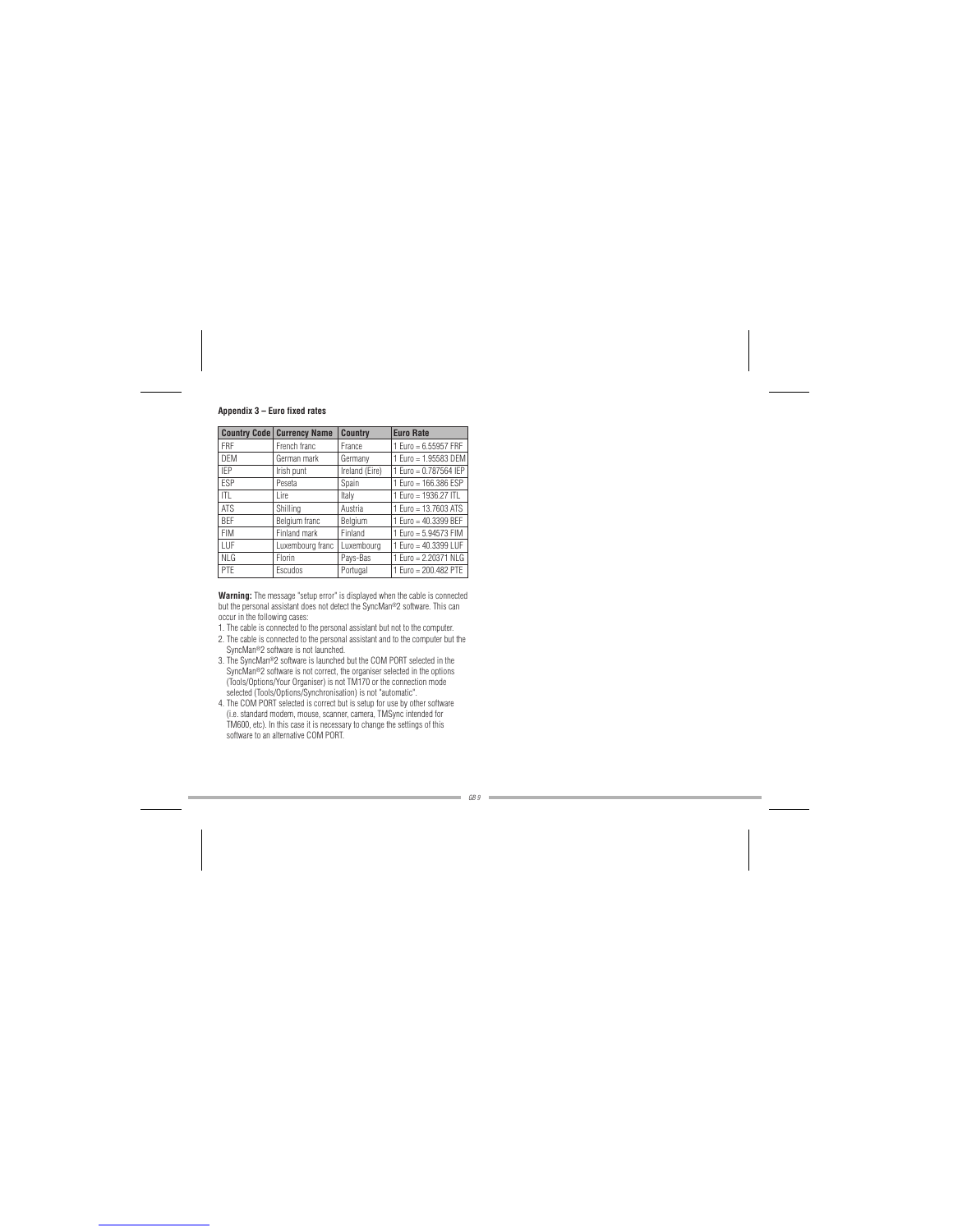**Appendix 3 – Euro fixed rates**

| Country Code | Currency Name | Country | Euro Rate |
|---|---|---|---|
| FRF | French franc | France | 1 Euro = 6.55957 FRF |
| DEM | German mark | Germany | 1 Euro = 1.95583 DEM |
| IEP | Irish punt | Ireland (Eire) | 1 Euro = 0.787564 IEP |
| ESP | Peseta | Spain | 1 Euro = 166.386 ESP |
| ITL | Lire | Italy | 1 Euro = 1936.27 ITL |
| ATS | Shilling | Austria | 1 Euro = 13.7603 ATS |
| BEF | Belgium franc | Belgium | 1 Euro = 40.3399 BEF |
| FIM | Finland mark | Finland | 1 Euro = 5.94573 FIM |
| LUF | Luxembourg franc | Luxembourg | 1 Euro = 40.3399 LUF |
| NLG | Florin | Pays-Bas | 1 Euro = 2.20371 NLG |
| PTE | Escudos | Portugal | 1 Euro = 200.482 PTE |

**Warning:** The message "setup error" is displayed when the cable is connected but the personal assistant does not detect the SyncMan®2 software. This can occur in the following cases:

1. The cable is connected to the personal assistant but not to the computer.
2. The cable is connected to the personal assistant and to the computer but the SyncMan®2 software is not launched.
3. The SyncMan®2 software is launched but the COM PORT selected in the SyncMan®2 software is not correct, the organiser selected in the options (Tools/Options/Your Organiser) is not TM170 or the connection mode selected (Tools/Options/Synchronisation) is not "automatic".
4. The COM PORT selected is correct but is setup for use by other software (i.e. standard modem, mouse, scanner, camera, TMSync intended for TM600, etc). In this case it is necessary to change the settings of this software to an alternative COM PORT.